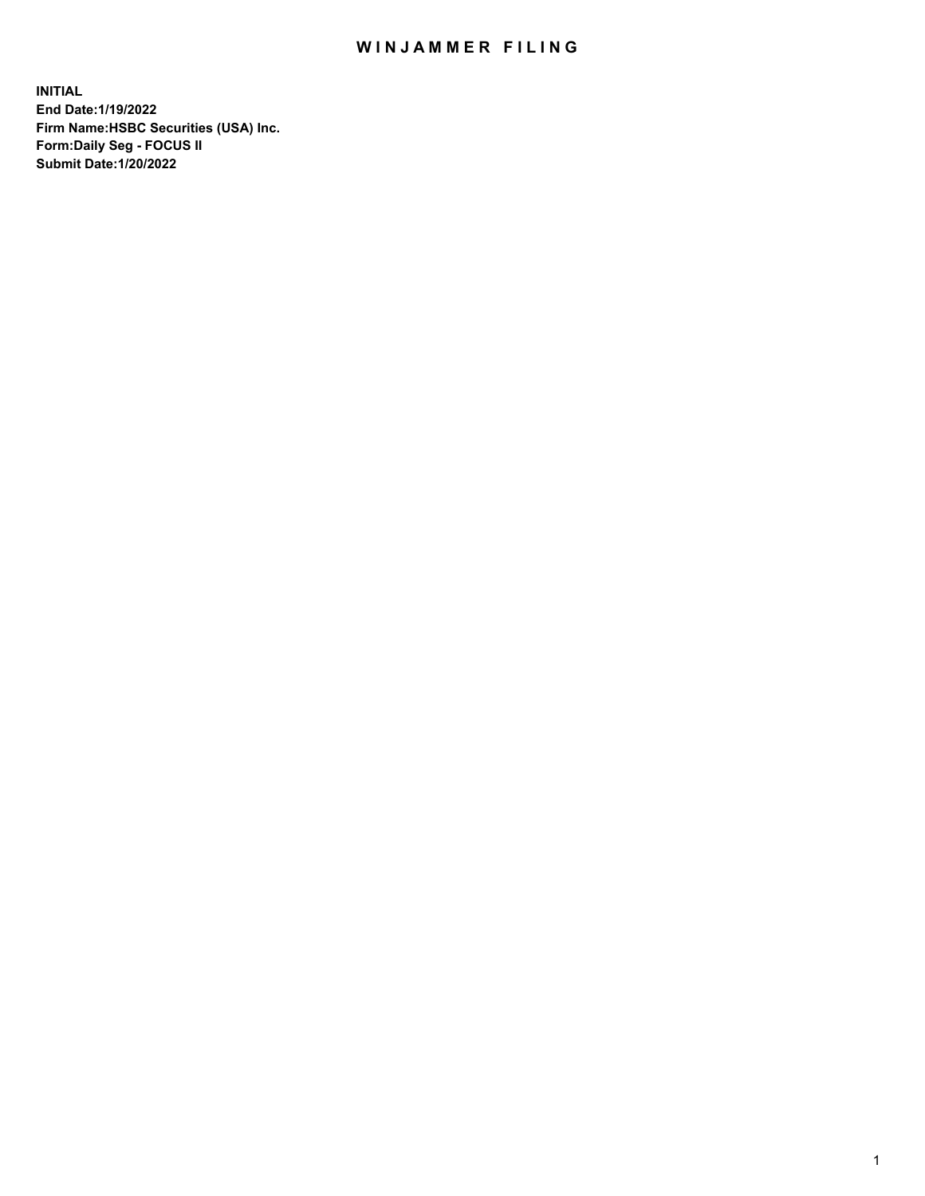# WINJAMMER FILING

**INITIAL**
**End Date:1/19/2022**
**Firm Name:HSBC Securities (USA) Inc.**
**Form:Daily Seg - FOCUS II**
**Submit Date:1/20/2022**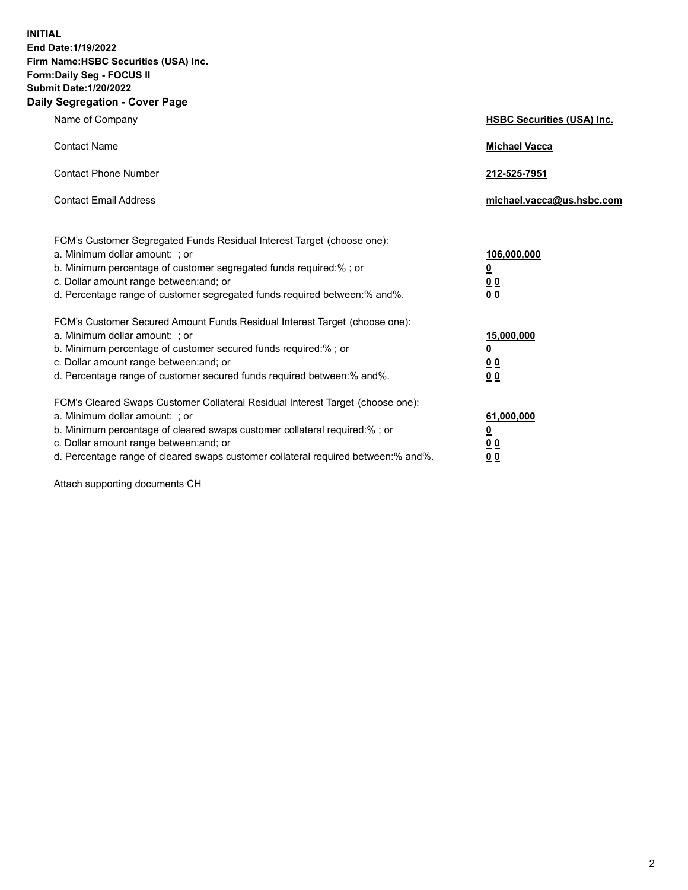**INITIAL**
**End Date:1/19/2022**
**Firm Name:HSBC Securities (USA) Inc.**
**Form:Daily Seg - FOCUS II**
**Submit Date:1/20/2022**

## Daily Segregation - Cover Page

| | |
|---|---|
| Name of Company | **HSBC Securities (USA) Inc.** |
| Contact Name | **Michael Vacca** |
| Contact Phone Number | **212-525-7951** |
| Contact Email Address | **michael.vacca@us.hsbc.com** |

| | |
|---|---|
| FCM's Customer Segregated Funds Residual Interest Target (choose one): | |
| a. Minimum dollar amount: ; or | **106,000,000** |
| b. Minimum percentage of customer segregated funds required:% ; or | **0** |
| c. Dollar amount range between:and; or | **0 0** |
| d. Percentage range of customer segregated funds required between:% and%. | **0 0** |
| FCM's Customer Secured Amount Funds Residual Interest Target (choose one): | |
| a. Minimum dollar amount: ; or | **15,000,000** |
| b. Minimum percentage of customer secured funds required:% ; or | **0** |
| c. Dollar amount range between:and; or | **0 0** |
| d. Percentage range of customer secured funds required between:% and%. | **0 0** |
| FCM's Cleared Swaps Customer Collateral Residual Interest Target (choose one): | |
| a. Minimum dollar amount: ; or | **61,000,000** |
| b. Minimum percentage of cleared swaps customer collateral required:% ; or | **0** |
| c. Dollar amount range between:and; or | **0 0** |
| d. Percentage range of cleared swaps customer collateral required between:% and%. | **0 0** |

Attach supporting documents CH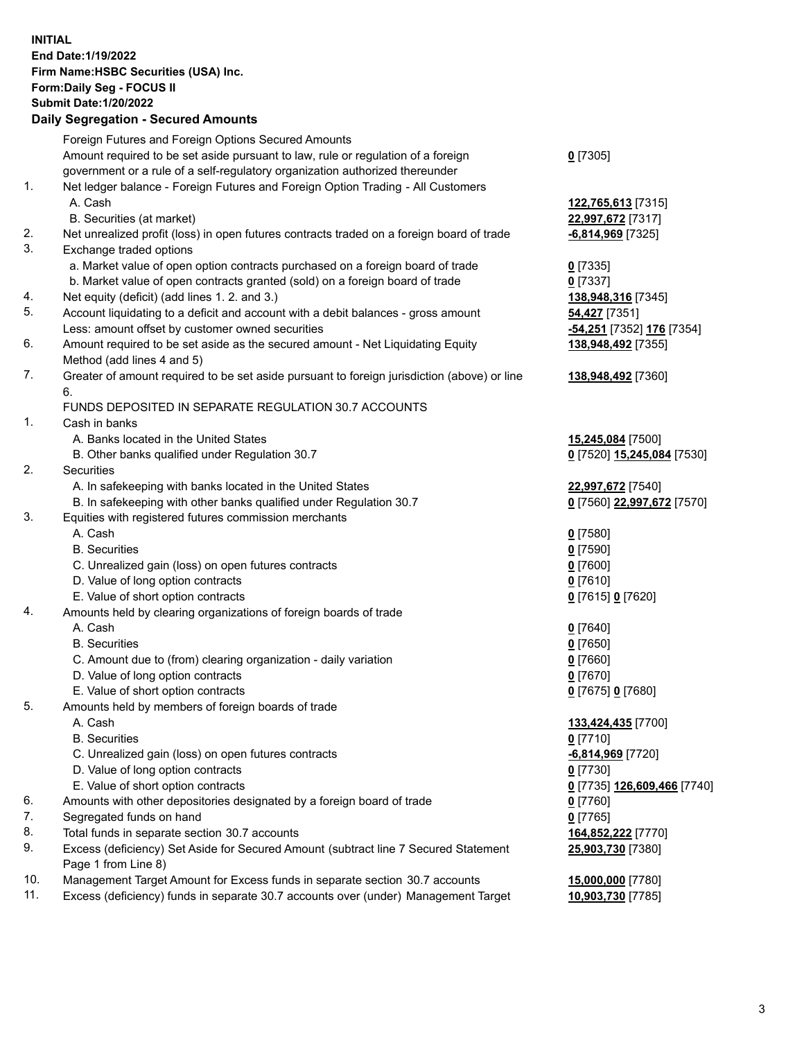**INITIAL**
**End Date:1/19/2022**
**Firm Name:HSBC Securities (USA) Inc.**
**Form:Daily Seg - FOCUS II**
**Submit Date:1/20/2022**

## Daily Segregation - Secured Amounts

| | | |
|---|---|---|
| | Foreign Futures and Foreign Options Secured Amounts | |
| | Amount required to be set aside pursuant to law, rule or regulation of a foreign government or a rule of a self-regulatory organization authorized thereunder | **0** [7305] |
| 1. | Net ledger balance - Foreign Futures and Foreign Option Trading - All Customers | |
| | A. Cash | **122,765,613** [7315] |
| | B. Securities (at market) | **22,997,672** [7317] |
| 2. | Net unrealized profit (loss) in open futures contracts traded on a foreign board of trade | **-6,814,969** [7325] |
| 3. | Exchange traded options | |
| | a. Market value of open option contracts purchased on a foreign board of trade | **0** [7335] |
| | b. Market value of open contracts granted (sold) on a foreign board of trade | **0** [7337] |
| 4. | Net equity (deficit) (add lines 1. 2. and 3.) | **138,948,316** [7345] |
| 5. | Account liquidating to a deficit and account with a debit balances - gross amount | **54,427** [7351] |
| | Less: amount offset by customer owned securities | **-54,251** [7352] **176** [7354] |
| 6. | Amount required to be set aside as the secured amount - Net Liquidating Equity Method (add lines 4 and 5) | **138,948,492** [7355] |
| 7. | Greater of amount required to be set aside pursuant to foreign jurisdiction (above) or line 6. | **138,948,492** [7360] |
| | FUNDS DEPOSITED IN SEPARATE REGULATION 30.7 ACCOUNTS | |
| 1. | Cash in banks | |
| | A. Banks located in the United States | **15,245,084** [7500] |
| | B. Other banks qualified under Regulation 30.7 | **0** [7520] **15,245,084** [7530] |
| 2. | Securities | |
| | A. In safekeeping with banks located in the United States | **22,997,672** [7540] |
| | B. In safekeeping with other banks qualified under Regulation 30.7 | **0** [7560] **22,997,672** [7570] |
| 3. | Equities with registered futures commission merchants | |
| | A. Cash | **0** [7580] |
| | B. Securities | **0** [7590] |
| | C. Unrealized gain (loss) on open futures contracts | **0** [7600] |
| | D. Value of long option contracts | **0** [7610] |
| | E. Value of short option contracts | **0** [7615] **0** [7620] |
| 4. | Amounts held by clearing organizations of foreign boards of trade | |
| | A. Cash | **0** [7640] |
| | B. Securities | **0** [7650] |
| | C. Amount due to (from) clearing organization - daily variation | **0** [7660] |
| | D. Value of long option contracts | **0** [7670] |
| | E. Value of short option contracts | **0** [7675] **0** [7680] |
| 5. | Amounts held by members of foreign boards of trade | |
| | A. Cash | **133,424,435** [7700] |
| | B. Securities | **0** [7710] |
| | C. Unrealized gain (loss) on open futures contracts | **-6,814,969** [7720] |
| | D. Value of long option contracts | **0** [7730] |
| | E. Value of short option contracts | **0** [7735] **126,609,466** [7740] |
| 6. | Amounts with other depositories designated by a foreign board of trade | **0** [7760] |
| 7. | Segregated funds on hand | **0** [7765] |
| 8. | Total funds in separate section 30.7 accounts | **164,852,222** [7770] |
| 9. | Excess (deficiency) Set Aside for Secured Amount (subtract line 7 Secured Statement Page 1 from Line 8) | **25,903,730** [7380] |
| 10. | Management Target Amount for Excess funds in separate section 30.7 accounts | **15,000,000** [7780] |
| 11. | Excess (deficiency) funds in separate 30.7 accounts over (under) Management Target | **10,903,730** [7785] |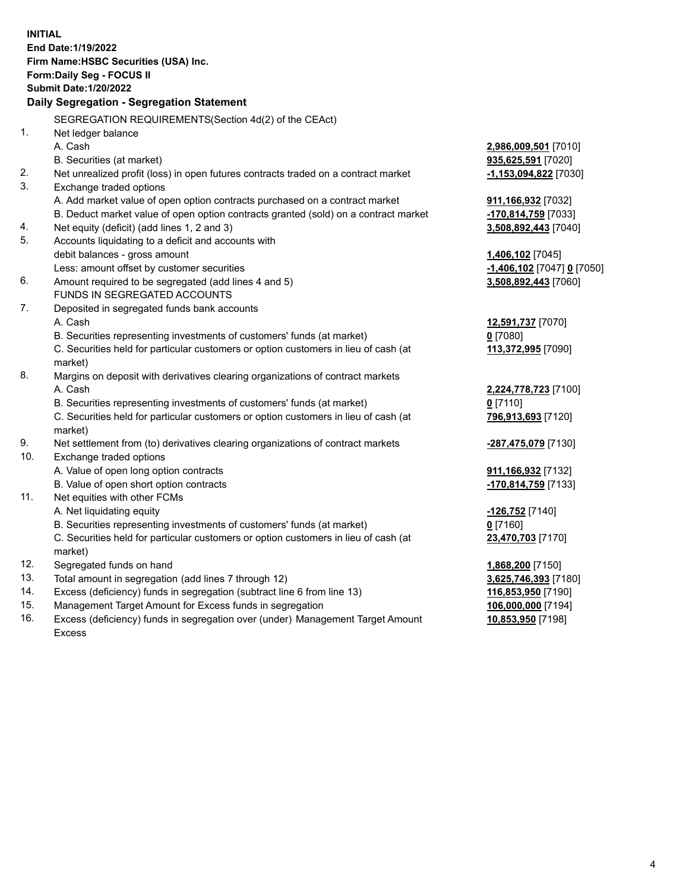**INITIAL**
**End Date:1/19/2022**
**Firm Name:HSBC Securities (USA) Inc.**
**Form:Daily Seg - FOCUS II**
**Submit Date:1/20/2022**

## Daily Segregation - Segregation Statement

SEGREGATION REQUIREMENTS(Section 4d(2) of the CEAct)

| | | |
|---|---|---|
| 1. | Net ledger balance | |
| | A. Cash | **2,986,009,501** [7010] |
| | B. Securities (at market) | **935,625,591** [7020] |
| 2. | Net unrealized profit (loss) in open futures contracts traded on a contract market | **-1,153,094,822** [7030] |
| 3. | Exchange traded options | |
| | A. Add market value of open option contracts purchased on a contract market | **911,166,932** [7032] |
| | B. Deduct market value of open option contracts granted (sold) on a contract market | **-170,814,759** [7033] |
| 4. | Net equity (deficit) (add lines 1, 2 and 3) | **3,508,892,443** [7040] |
| 5. | Accounts liquidating to a deficit and accounts with debit balances - gross amount | **1,406,102** [7045] |
| | Less: amount offset by customer securities | **-1,406,102** [7047] **0** [7050] |
| 6. | Amount required to be segregated (add lines 4 and 5) | **3,508,892,443** [7060] |
| | FUNDS IN SEGREGATED ACCOUNTS | |
| 7. | Deposited in segregated funds bank accounts | |
| | A. Cash | **12,591,737** [7070] |
| | B. Securities representing investments of customers' funds (at market) | **0** [7080] |
| | C. Securities held for particular customers or option customers in lieu of cash (at market) | **113,372,995** [7090] |
| 8. | Margins on deposit with derivatives clearing organizations of contract markets | |
| | A. Cash | **2,224,778,723** [7100] |
| | B. Securities representing investments of customers' funds (at market) | **0** [7110] |
| | C. Securities held for particular customers or option customers in lieu of cash (at market) | **796,913,693** [7120] |
| 9. | Net settlement from (to) derivatives clearing organizations of contract markets | **-287,475,079** [7130] |
| 10. | Exchange traded options | |
| | A. Value of open long option contracts | **911,166,932** [7132] |
| | B. Value of open short option contracts | **-170,814,759** [7133] |
| 11. | Net equities with other FCMs | |
| | A. Net liquidating equity | **-126,752** [7140] |
| | B. Securities representing investments of customers' funds (at market) | **0** [7160] |
| | C. Securities held for particular customers or option customers in lieu of cash (at market) | **23,470,703** [7170] |
| 12. | Segregated funds on hand | **1,868,200** [7150] |
| 13. | Total amount in segregation (add lines 7 through 12) | **3,625,746,393** [7180] |
| 14. | Excess (deficiency) funds in segregation (subtract line 6 from line 13) | **116,853,950** [7190] |
| 15. | Management Target Amount for Excess funds in segregation | **106,000,000** [7194] |
| 16. | Excess (deficiency) funds in segregation over (under) Management Target Amount Excess | **10,853,950** [7198] |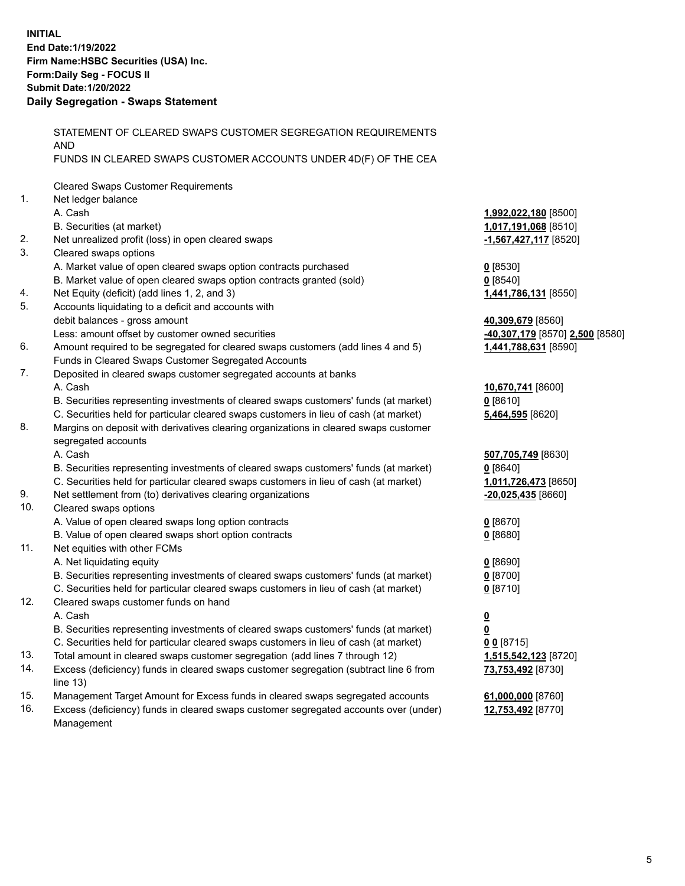**INITIAL**
**End Date:1/19/2022**
**Firm Name:HSBC Securities (USA) Inc.**
**Form:Daily Seg - FOCUS II**
**Submit Date:1/20/2022**
**Daily Segregation - Swaps Statement**

STATEMENT OF CLEARED SWAPS CUSTOMER SEGREGATION REQUIREMENTS AND FUNDS IN CLEARED SWAPS CUSTOMER ACCOUNTS UNDER 4D(F) OF THE CEA

| | | |
|---|---|---|
| | Cleared Swaps Customer Requirements | |
| 1. | Net ledger balance | |
| | A. Cash | **1,992,022,180** [8500] |
| | B. Securities (at market) | **1,017,191,068** [8510] |
| 2. | Net unrealized profit (loss) in open cleared swaps | **-1,567,427,117** [8520] |
| 3. | Cleared swaps options | |
| | A. Market value of open cleared swaps option contracts purchased | **0** [8530] |
| | B. Market value of open cleared swaps option contracts granted (sold) | **0** [8540] |
| 4. | Net Equity (deficit) (add lines 1, 2, and 3) | **1,441,786,131** [8550] |
| 5. | Accounts liquidating to a deficit and accounts with debit balances - gross amount | **40,309,679** [8560] |
| | Less: amount offset by customer owned securities | **-40,307,179** [8570] **2,500** [8580] |
| 6. | Amount required to be segregated for cleared swaps customers (add lines 4 and 5) | **1,441,788,631** [8590] |
| | Funds in Cleared Swaps Customer Segregated Accounts | |
| 7. | Deposited in cleared swaps customer segregated accounts at banks | |
| | A. Cash | **10,670,741** [8600] |
| | B. Securities representing investments of cleared swaps customers' funds (at market) | **0** [8610] |
| | C. Securities held for particular cleared swaps customers in lieu of cash (at market) | **5,464,595** [8620] |
| 8. | Margins on deposit with derivatives clearing organizations in cleared swaps customer segregated accounts | |
| | A. Cash | **507,705,749** [8630] |
| | B. Securities representing investments of cleared swaps customers' funds (at market) | **0** [8640] |
| | C. Securities held for particular cleared swaps customers in lieu of cash (at market) | **1,011,726,473** [8650] |
| 9. | Net settlement from (to) derivatives clearing organizations | **-20,025,435** [8660] |
| 10. | Cleared swaps options | |
| | A. Value of open cleared swaps long option contracts | **0** [8670] |
| | B. Value of open cleared swaps short option contracts | **0** [8680] |
| 11. | Net equities with other FCMs | |
| | A. Net liquidating equity | **0** [8690] |
| | B. Securities representing investments of cleared swaps customers' funds (at market) | **0** [8700] |
| | C. Securities held for particular cleared swaps customers in lieu of cash (at market) | **0** [8710] |
| 12. | Cleared swaps customer funds on hand | |
| | A. Cash | **0** |
| | B. Securities representing investments of cleared swaps customers' funds (at market) | **0** |
| | C. Securities held for particular cleared swaps customers in lieu of cash (at market) | **0** **0** [8715] |
| 13. | Total amount in cleared swaps customer segregation (add lines 7 through 12) | **1,515,542,123** [8720] |
| 14. | Excess (deficiency) funds in cleared swaps customer segregation (subtract line 6 from line 13) | **73,753,492** [8730] |
| 15. | Management Target Amount for Excess funds in cleared swaps segregated accounts | **61,000,000** [8760] |
| 16. | Excess (deficiency) funds in cleared swaps customer segregated accounts over (under) Management | **12,753,492** [8770] |